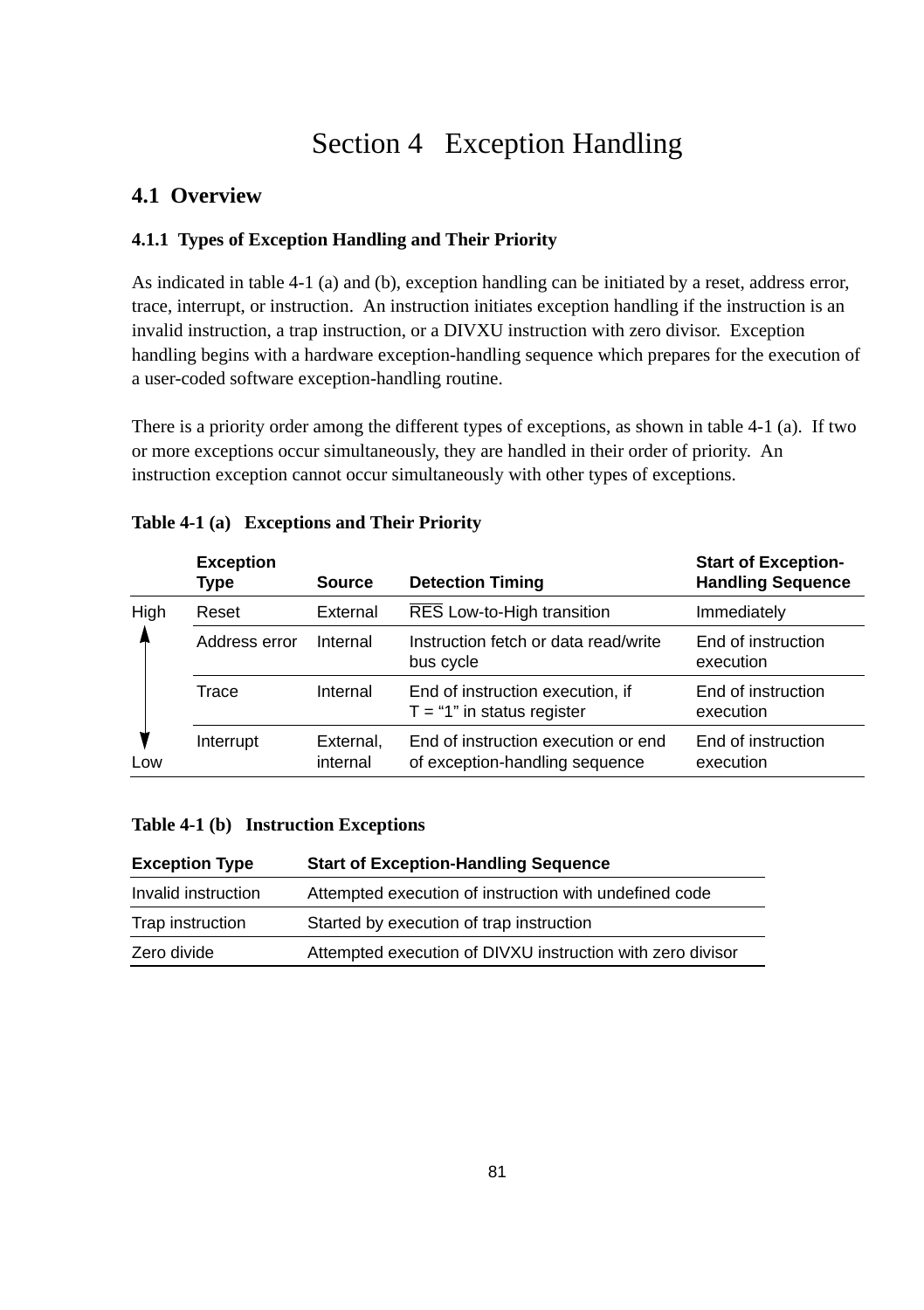# Section 4 Exception Handling

## 4.1 Overview

### 4.1.1 Types of Exception Handling and Their Priority

As indicated in table 4-1 (a) and (b), exception handling can be initiated by a reset, address error, trace, interrupt, or instruction. An instruction initiates exception handling if the instruction is an invalid instruction, a trap instruction, or a DIVXU instruction with zero divisor. Exception handling begins with a hardware exception-handling sequence which prepares for the execution of a user-coded software exception-handling routine.

There is a priority order among the different types of exceptions, as shown in table 4-1 (a). If two or more exceptions occur simultaneously, they are handled in their order of priority. An instruction exception cannot occur simultaneously with other types of exceptions.

**Table 4-1 (a) Exceptions and Their Priority**

| | Exception Type | Source | Detection Timing | Start of Exception-Handling Sequence |
|---|---|---|---|---|
| High | Reset | External | $\overline{RES}$ Low-to-High transition | Immediately |
| ↑ | Address error | Internal | Instruction fetch or data read/write bus cycle | End of instruction execution |
| | Trace | Internal | End of instruction execution, if T = "1" in status register | End of instruction execution |
| ↓ Low | Interrupt | External, internal | End of instruction execution or end of exception-handling sequence | End of instruction execution |

**Table 4-1 (b) Instruction Exceptions**

| Exception Type | Start of Exception-Handling Sequence |
|---|---|
| Invalid instruction | Attempted execution of instruction with undefined code |
| Trap instruction | Started by execution of trap instruction |
| Zero divide | Attempted execution of DIVXU instruction with zero divisor |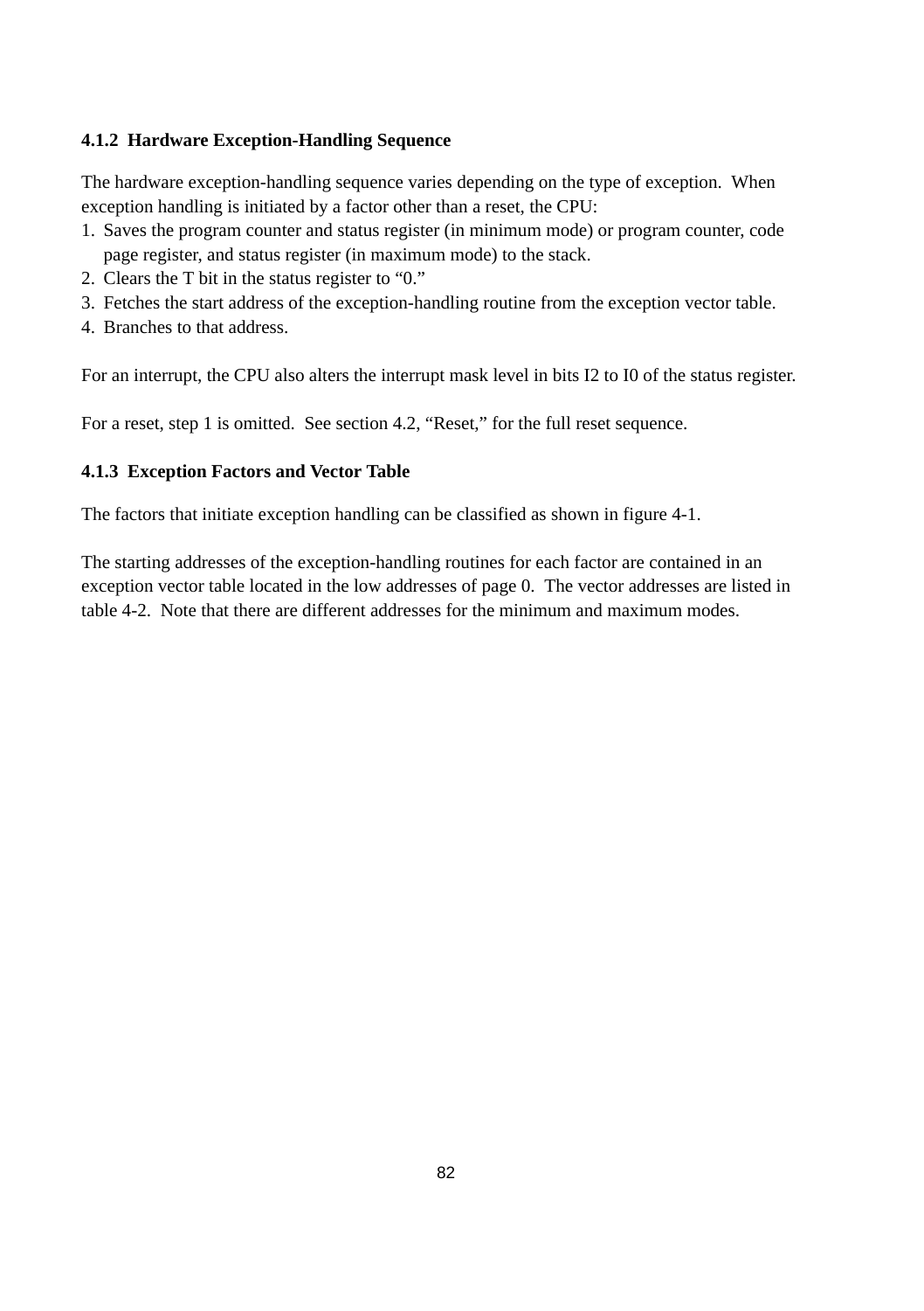### 4.1.2 Hardware Exception-Handling Sequence

The hardware exception-handling sequence varies depending on the type of exception. When exception handling is initiated by a factor other than a reset, the CPU:

1. Saves the program counter and status register (in minimum mode) or program counter, code page register, and status register (in maximum mode) to the stack.
2. Clears the T bit in the status register to "0."
3. Fetches the start address of the exception-handling routine from the exception vector table.
4. Branches to that address.

For an interrupt, the CPU also alters the interrupt mask level in bits I2 to I0 of the status register.

For a reset, step 1 is omitted. See section 4.2, "Reset," for the full reset sequence.

### 4.1.3 Exception Factors and Vector Table

The factors that initiate exception handling can be classified as shown in figure 4-1.

The starting addresses of the exception-handling routines for each factor are contained in an exception vector table located in the low addresses of page 0. The vector addresses are listed in table 4-2. Note that there are different addresses for the minimum and maximum modes.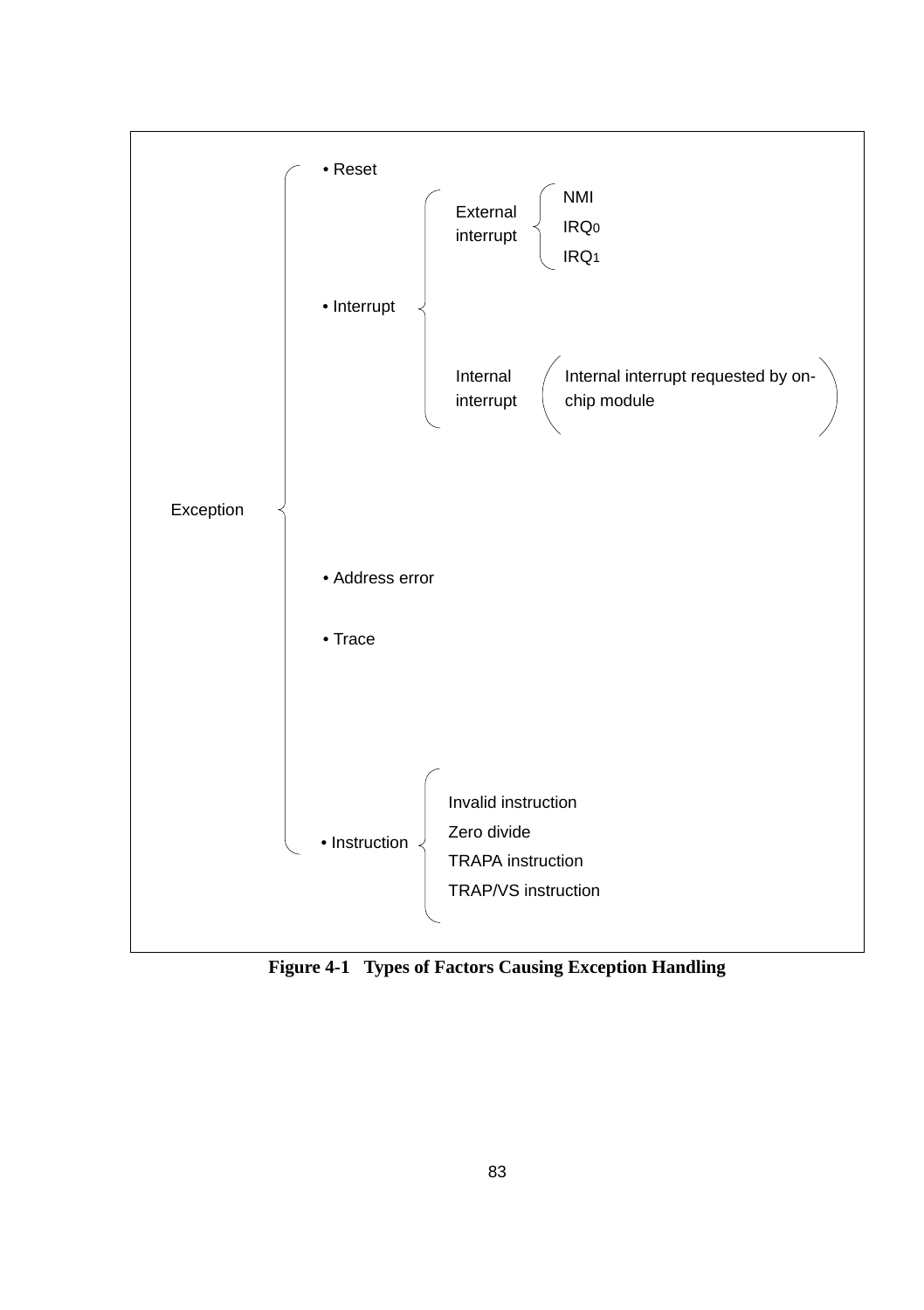- Exception
  - Reset
  - Interrupt
    - External interrupt
      - NMI
      - $IRQ_0$
      - $IRQ_1$
    - Internal interrupt
      - (Internal interrupt requested by on-chip module)
  - Address error
  - Trace
  - Instruction
    - Invalid instruction
    - Zero divide
    - TRAPA instruction
    - TRAP/VS instruction

**Figure 4-1 Types of Factors Causing Exception Handling**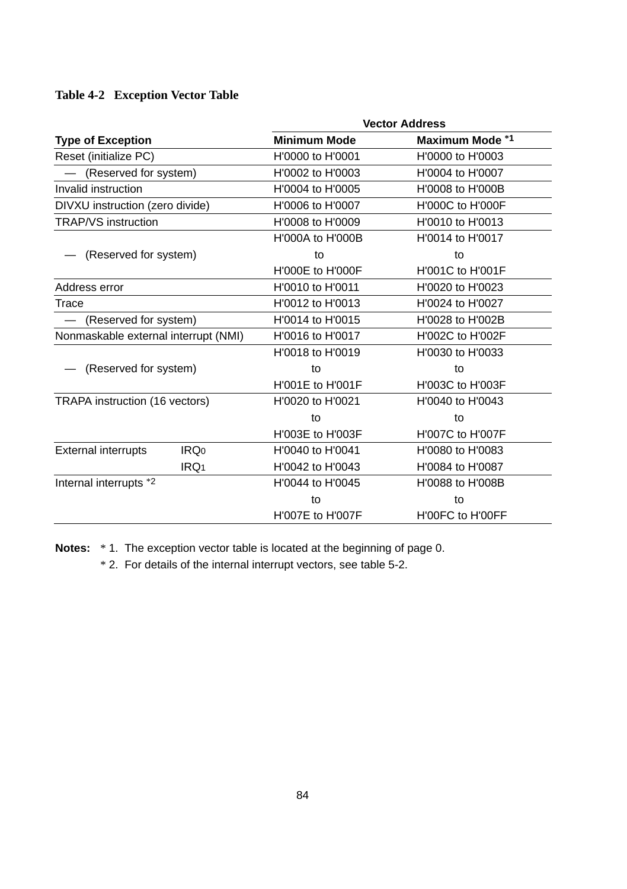**Table 4-2 Exception Vector Table**

| Type of Exception | | Vector Address: Minimum Mode | Vector Address: Maximum Mode *1 |
|---|---|---|---|
| Reset (initialize PC) | | H'0000 to H'0001 | H'0000 to H'0003 |
| — (Reserved for system) | | H'0002 to H'0003 | H'0004 to H'0007 |
| Invalid instruction | | H'0004 to H'0005 | H'0008 to H'000B |
| DIVXU instruction (zero divide) | | H'0006 to H'0007 | H'000C to H'000F |
| TRAP/VS instruction | | H'0008 to H'0009 | H'0010 to H'0013 |
| — (Reserved for system) | | H'000A to H'000B to H'000E to H'000F | H'0014 to H'0017 to H'001C to H'001F |
| Address error | | H'0010 to H'0011 | H'0020 to H'0023 |
| Trace | | H'0012 to H'0013 | H'0024 to H'0027 |
| — (Reserved for system) | | H'0014 to H'0015 | H'0028 to H'002B |
| Nonmaskable external interrupt (NMI) | | H'0016 to H'0017 | H'002C to H'002F |
| — (Reserved for system) | | H'0018 to H'0019 to H'001E to H'001F | H'0030 to H'0033 to H'003C to H'003F |
| TRAPA instruction (16 vectors) | | H'0020 to H'0021 to H'003E to H'003F | H'0040 to H'0043 to H'007C to H'007F |
| External interrupts | $IRQ_0$ | H'0040 to H'0041 | H'0080 to H'0083 |
| | $IRQ_1$ | H'0042 to H'0043 | H'0084 to H'0087 |
| Internal interrupts *2 | | H'0044 to H'0045 to H'007E to H'007F | H'0088 to H'008B to H'00FC to H'00FF |

**Notes:** * 1. The exception vector table is located at the beginning of page 0.

* 2. For details of the internal interrupt vectors, see table 5-2.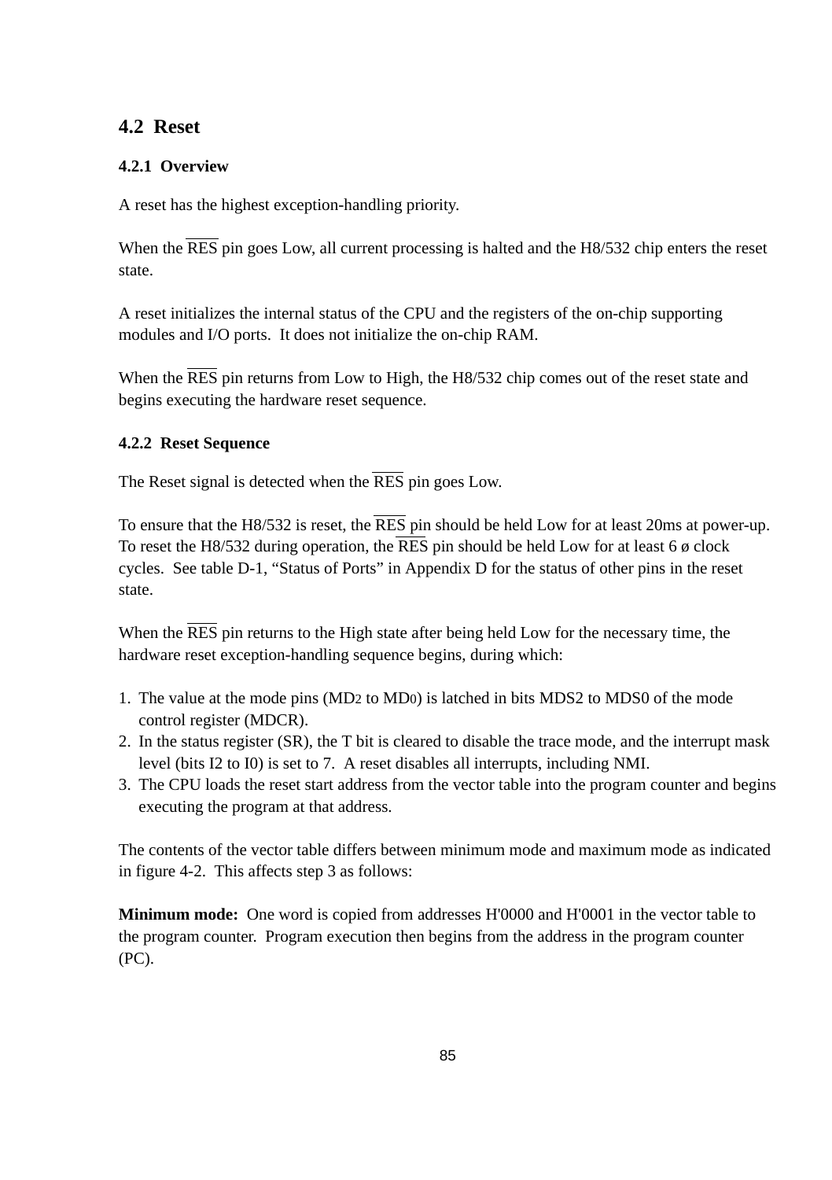## 4.2 Reset

### 4.2.1 Overview

A reset has the highest exception-handling priority.

When the $\overline{RES}$ pin goes Low, all current processing is halted and the H8/532 chip enters the reset state.

A reset initializes the internal status of the CPU and the registers of the on-chip supporting modules and I/O ports. It does not initialize the on-chip RAM.

When the $\overline{RES}$ pin returns from Low to High, the H8/532 chip comes out of the reset state and begins executing the hardware reset sequence.

### 4.2.2 Reset Sequence

The Reset signal is detected when the $\overline{RES}$ pin goes Low.

To ensure that the H8/532 is reset, the $\overline{RES}$ pin should be held Low for at least 20ms at power-up. To reset the H8/532 during operation, the $\overline{RES}$ pin should be held Low for at least 6 ø clock cycles. See table D-1, "Status of Ports" in Appendix D for the status of other pins in the reset state.

When the $\overline{RES}$ pin returns to the High state after being held Low for the necessary time, the hardware reset exception-handling sequence begins, during which:

1. The value at the mode pins ($MD_2$ to $MD_0$) is latched in bits MDS2 to MDS0 of the mode control register (MDCR).
2. In the status register (SR), the T bit is cleared to disable the trace mode, and the interrupt mask level (bits I2 to I0) is set to 7. A reset disables all interrupts, including NMI.
3. The CPU loads the reset start address from the vector table into the program counter and begins executing the program at that address.

The contents of the vector table differs between minimum mode and maximum mode as indicated in figure 4-2. This affects step 3 as follows:

**Minimum mode:** One word is copied from addresses H'0000 and H'0001 in the vector table to the program counter. Program execution then begins from the address in the program counter (PC).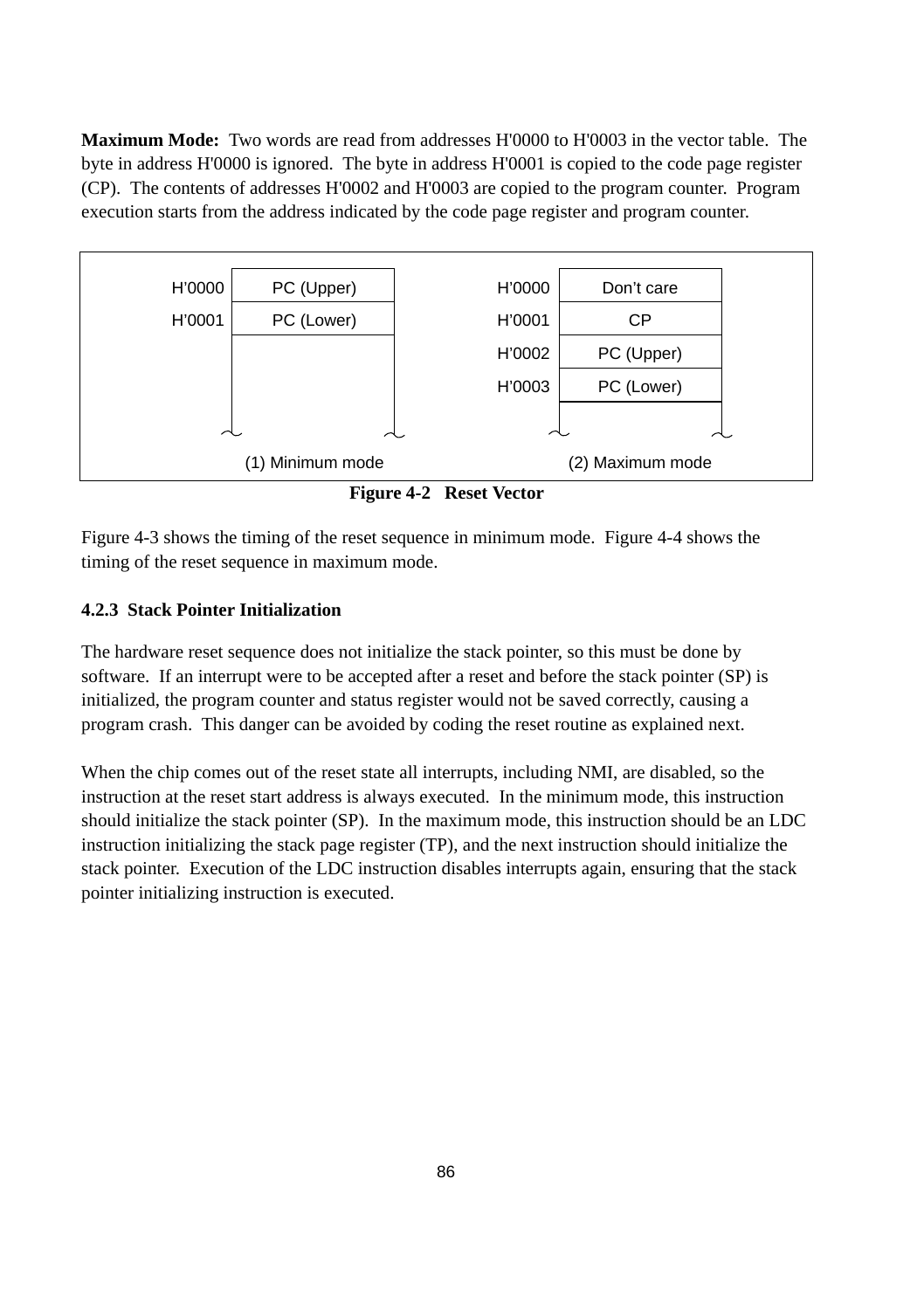**Maximum Mode:** Two words are read from addresses H'0000 to H'0003 in the vector table. The byte in address H'0000 is ignored. The byte in address H'0001 is copied to the code page register (CP). The contents of addresses H'0002 and H'0003 are copied to the program counter. Program execution starts from the address indicated by the code page register and program counter.

(1) Minimum mode

| Address | Contents |
|---|---|
| H'0000 | PC (Upper) |
| H'0001 | PC (Lower) |

(2) Maximum mode

| Address | Contents |
|---|---|
| H'0000 | Don't care |
| H'0001 | CP |
| H'0002 | PC (Upper) |
| H'0003 | PC (Lower) |

**Figure 4-2 Reset Vector**

Figure 4-3 shows the timing of the reset sequence in minimum mode. Figure 4-4 shows the timing of the reset sequence in maximum mode.

### 4.2.3 Stack Pointer Initialization

The hardware reset sequence does not initialize the stack pointer, so this must be done by software. If an interrupt were to be accepted after a reset and before the stack pointer (SP) is initialized, the program counter and status register would not be saved correctly, causing a program crash. This danger can be avoided by coding the reset routine as explained next.

When the chip comes out of the reset state all interrupts, including NMI, are disabled, so the instruction at the reset start address is always executed. In the minimum mode, this instruction should initialize the stack pointer (SP). In the maximum mode, this instruction should be an LDC instruction initializing the stack page register (TP), and the next instruction should initialize the stack pointer. Execution of the LDC instruction disables interrupts again, ensuring that the stack pointer initializing instruction is executed.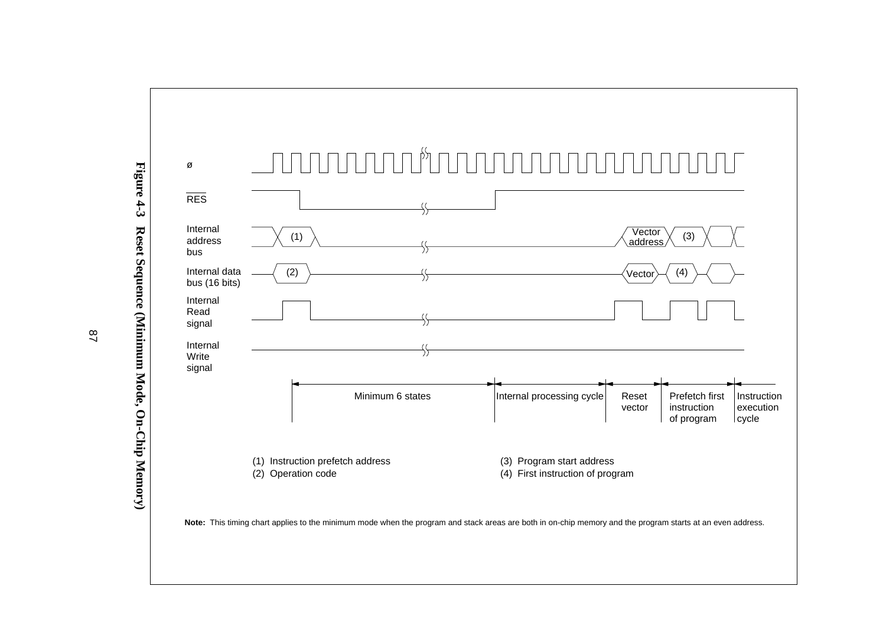Figure 4-3 Reset Sequence (Minimum Mode, On-Chip Memory)

ø

$\overline{RES}$

Internal address bus: (1) ... Vector address, (3)

Internal data bus (16 bits): (2) ... Vector, (4)

Internal Read signal

Internal Write signal

Minimum 6 states | Internal processing cycle | Reset vector | Prefetch first instruction of program | Instruction execution cycle

(1) Instruction prefetch address

(2) Operation code

(3) Program start address

(4) First instruction of program

**Note:** This timing chart applies to the minimum mode when the program and stack areas are both in on-chip memory and the program starts at an even address.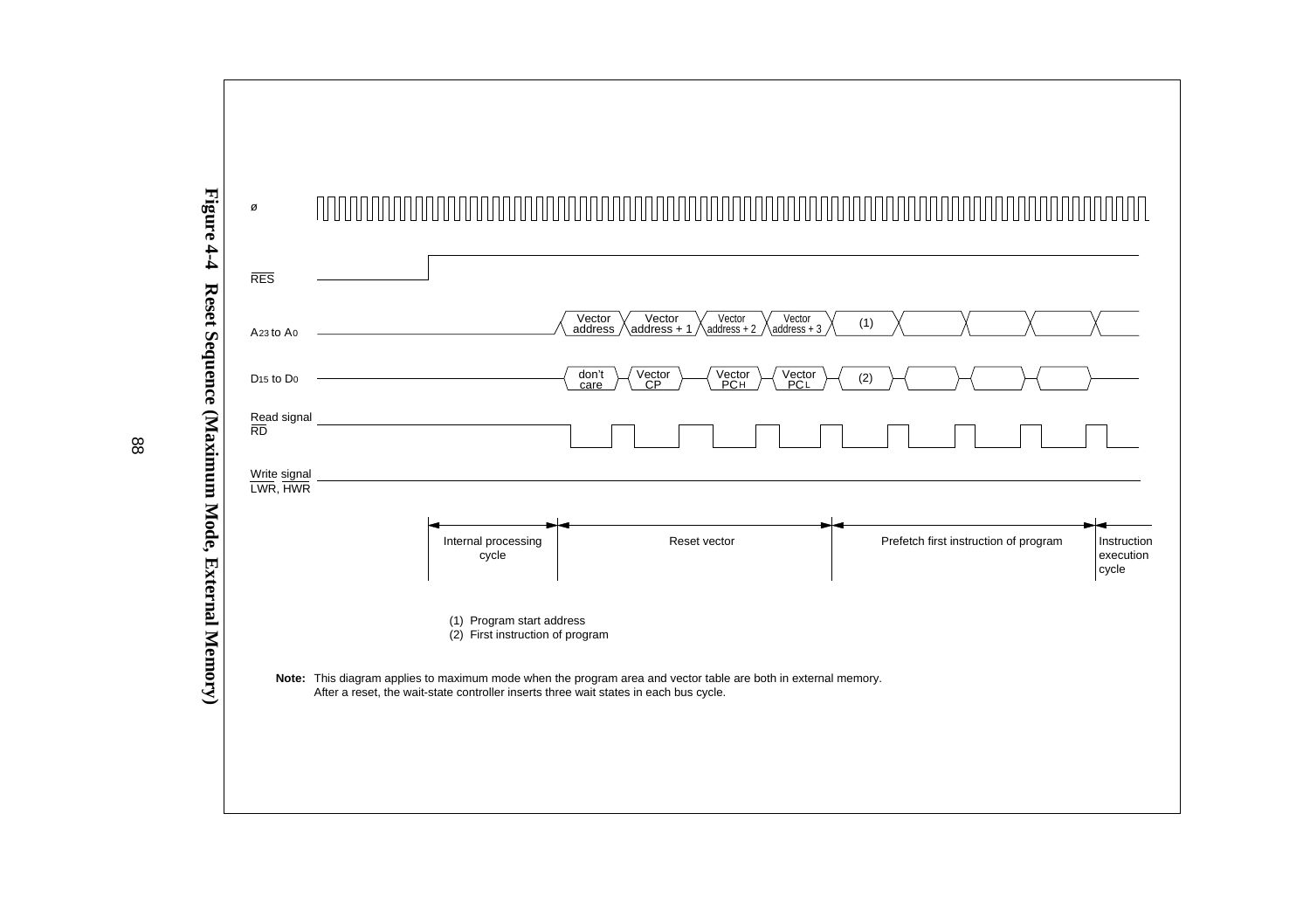ø

$\overline{RES}$

$A_{23}$ to $A_0$ — Vector address | Vector address + 1 | Vector address + 2 | Vector address + 3 | (1)

$D_{15}$ to $D_0$ — don't care | Vector CP | Vector $PC_H$ | Vector $PC_L$ | (2)

Read signal $\overline{RD}$

Write signal $\overline{LWR}$, $\overline{HWR}$

Internal processing cycle | Reset vector | Prefetch first instruction of program | Instruction execution cycle

(1) Program start address
(2) First instruction of program

**Note:** This diagram applies to maximum mode when the program area and vector table are both in external memory. After a reset, the wait-state controller inserts three wait states in each bus cycle.

**Figure 4-4 Reset Sequence (Maximum Mode, External Memory)**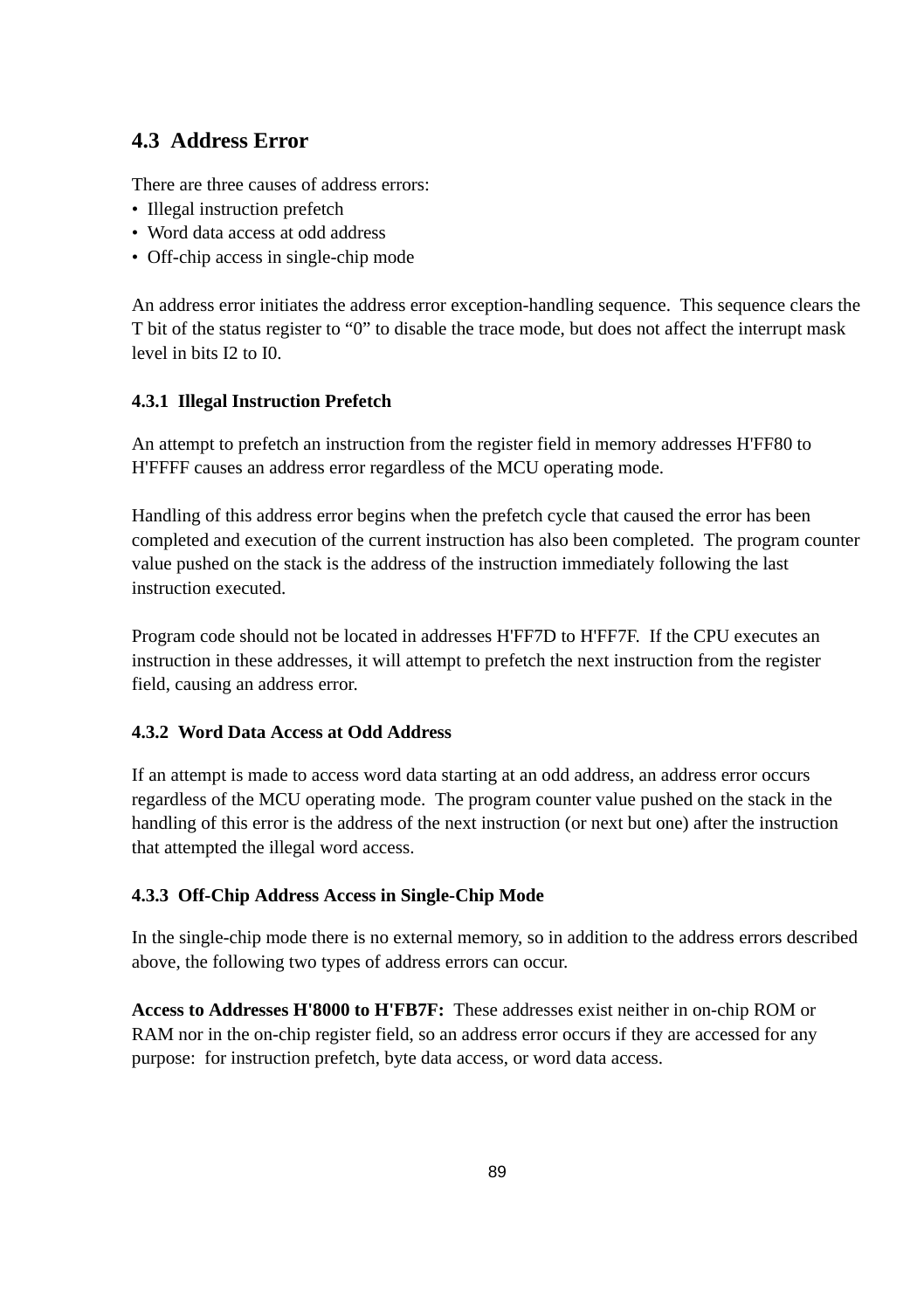## 4.3 Address Error

There are three causes of address errors:

- Illegal instruction prefetch
- Word data access at odd address
- Off-chip access in single-chip mode

An address error initiates the address error exception-handling sequence. This sequence clears the T bit of the status register to “0” to disable the trace mode, but does not affect the interrupt mask level in bits I2 to I0.

### 4.3.1 Illegal Instruction Prefetch

An attempt to prefetch an instruction from the register field in memory addresses H'FF80 to H'FFFF causes an address error regardless of the MCU operating mode.

Handling of this address error begins when the prefetch cycle that caused the error has been completed and execution of the current instruction has also been completed. The program counter value pushed on the stack is the address of the instruction immediately following the last instruction executed.

Program code should not be located in addresses H'FF7D to H'FF7F. If the CPU executes an instruction in these addresses, it will attempt to prefetch the next instruction from the register field, causing an address error.

### 4.3.2 Word Data Access at Odd Address

If an attempt is made to access word data starting at an odd address, an address error occurs regardless of the MCU operating mode. The program counter value pushed on the stack in the handling of this error is the address of the next instruction (or next but one) after the instruction that attempted the illegal word access.

### 4.3.3 Off-Chip Address Access in Single-Chip Mode

In the single-chip mode there is no external memory, so in addition to the address errors described above, the following two types of address errors can occur.

**Access to Addresses H'8000 to H'FB7F:** These addresses exist neither in on-chip ROM or RAM nor in the on-chip register field, so an address error occurs if they are accessed for any purpose: for instruction prefetch, byte data access, or word data access.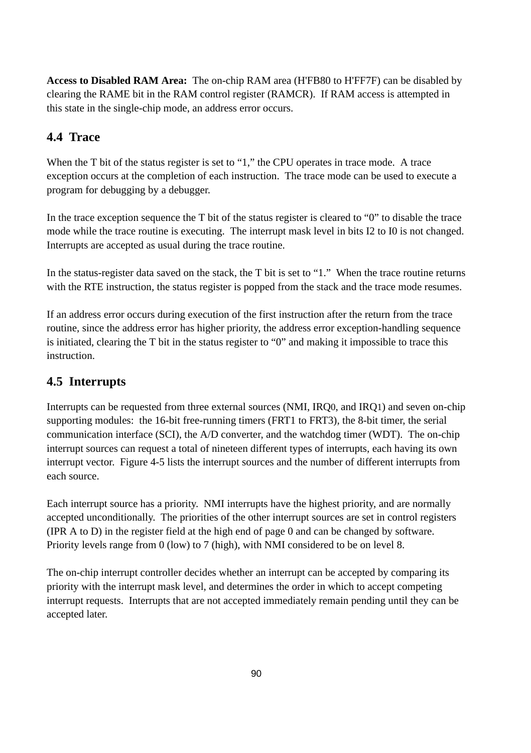**Access to Disabled RAM Area:** The on-chip RAM area (H'FB80 to H'FF7F) can be disabled by clearing the RAME bit in the RAM control register (RAMCR). If RAM access is attempted in this state in the single-chip mode, an address error occurs.

## 4.4 Trace

When the T bit of the status register is set to "1," the CPU operates in trace mode. A trace exception occurs at the completion of each instruction. The trace mode can be used to execute a program for debugging by a debugger.

In the trace exception sequence the T bit of the status register is cleared to "0" to disable the trace mode while the trace routine is executing. The interrupt mask level in bits I2 to I0 is not changed. Interrupts are accepted as usual during the trace routine.

In the status-register data saved on the stack, the T bit is set to "1." When the trace routine returns with the RTE instruction, the status register is popped from the stack and the trace mode resumes.

If an address error occurs during execution of the first instruction after the return from the trace routine, since the address error has higher priority, the address error exception-handling sequence is initiated, clearing the T bit in the status register to "0" and making it impossible to trace this instruction.

## 4.5 Interrupts

Interrupts can be requested from three external sources (NMI, IRQ0, and IRQ1) and seven on-chip supporting modules: the 16-bit free-running timers (FRT1 to FRT3), the 8-bit timer, the serial communication interface (SCI), the A/D converter, and the watchdog timer (WDT). The on-chip interrupt sources can request a total of nineteen different types of interrupts, each having its own interrupt vector. Figure 4-5 lists the interrupt sources and the number of different interrupts from each source.

Each interrupt source has a priority. NMI interrupts have the highest priority, and are normally accepted unconditionally. The priorities of the other interrupt sources are set in control registers (IPR A to D) in the register field at the high end of page 0 and can be changed by software. Priority levels range from 0 (low) to 7 (high), with NMI considered to be on level 8.

The on-chip interrupt controller decides whether an interrupt can be accepted by comparing its priority with the interrupt mask level, and determines the order in which to accept competing interrupt requests. Interrupts that are not accepted immediately remain pending until they can be accepted later.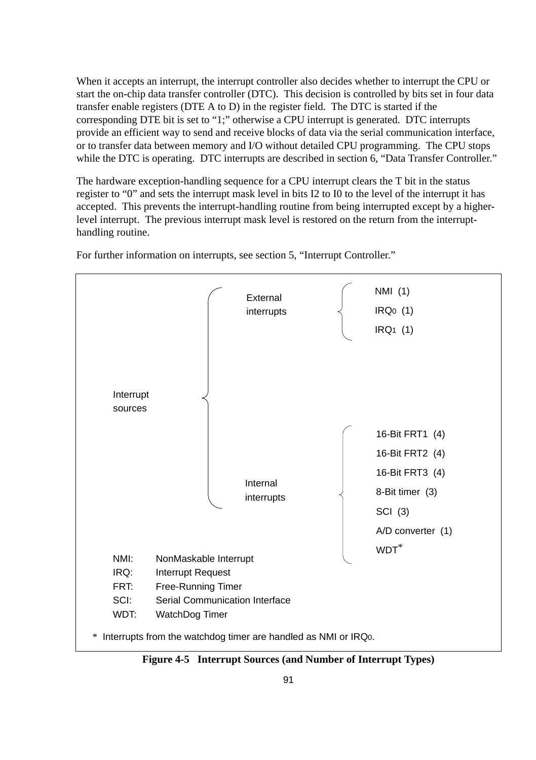When it accepts an interrupt, the interrupt controller also decides whether to interrupt the CPU or start the on-chip data transfer controller (DTC). This decision is controlled by bits set in four data transfer enable registers (DTE A to D) in the register field. The DTC is started if the corresponding DTE bit is set to "1;" otherwise a CPU interrupt is generated. DTC interrupts provide an efficient way to send and receive blocks of data via the serial communication interface, or to transfer data between memory and I/O without detailed CPU programming. The CPU stops while the DTC is operating. DTC interrupts are described in section 6, "Data Transfer Controller."

The hardware exception-handling sequence for a CPU interrupt clears the T bit in the status register to "0" and sets the interrupt mask level in bits I2 to I0 to the level of the interrupt it has accepted. This prevents the interrupt-handling routine from being interrupted except by a higher-level interrupt. The previous interrupt mask level is restored on the return from the interrupt-handling routine.

For further information on interrupts, see section 5, "Interrupt Controller."

- Interrupt sources
  - External interrupts
    - NMI (1)
    - $IRQ_0$ (1)
    - $IRQ_1$ (1)
  - Internal interrupts
    - 16-Bit FRT1 (4)
    - 16-Bit FRT2 (4)
    - 16-Bit FRT3 (4)
    - 8-Bit timer (3)
    - SCI (3)
    - A/D converter (1)
    - WDT*

NMI: NonMaskable Interrupt
IRQ: Interrupt Request
FRT: Free-Running Timer
SCI: Serial Communication Interface
WDT: WatchDog Timer

\* Interrupts from the watchdog timer are handled as NMI or $IRQ_0$.

**Figure 4-5 Interrupt Sources (and Number of Interrupt Types)**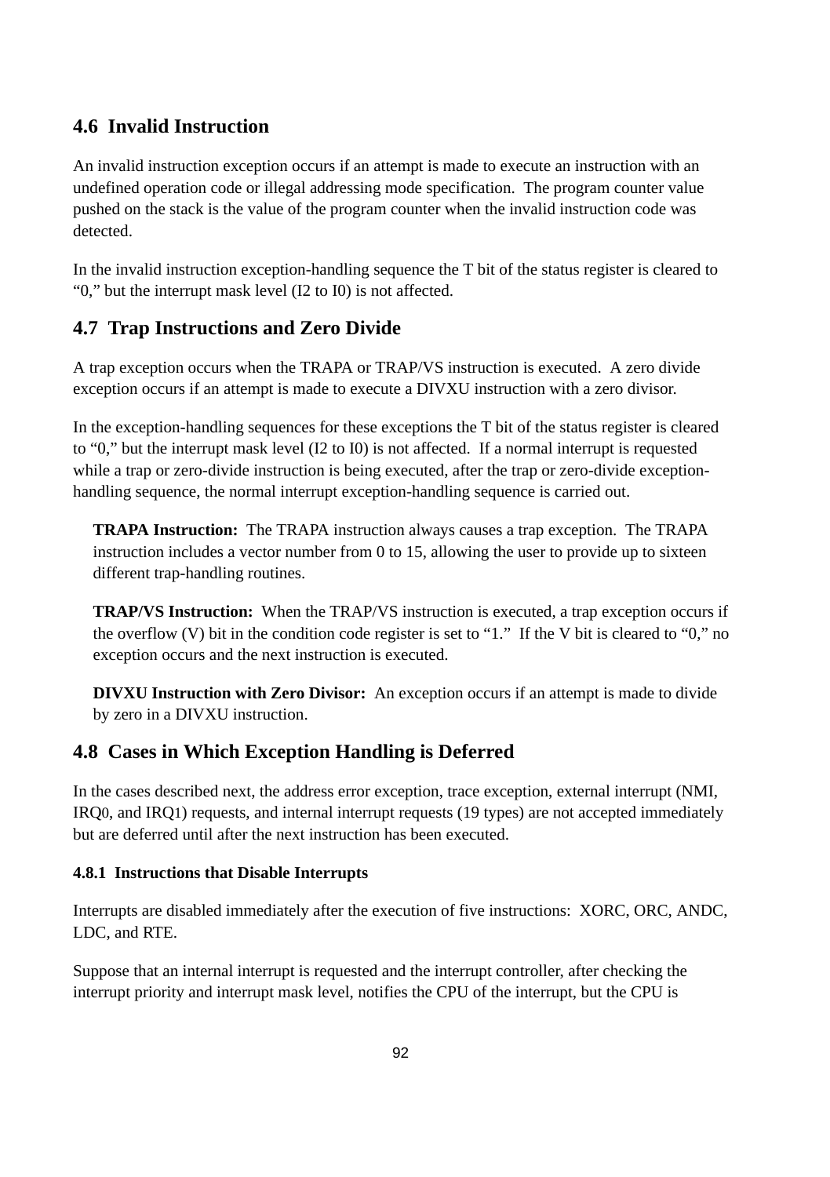## 4.6 Invalid Instruction

An invalid instruction exception occurs if an attempt is made to execute an instruction with an undefined operation code or illegal addressing mode specification. The program counter value pushed on the stack is the value of the program counter when the invalid instruction code was detected.

In the invalid instruction exception-handling sequence the T bit of the status register is cleared to "0," but the interrupt mask level (I2 to I0) is not affected.

## 4.7 Trap Instructions and Zero Divide

A trap exception occurs when the TRAPA or TRAP/VS instruction is executed. A zero divide exception occurs if an attempt is made to execute a DIVXU instruction with a zero divisor.

In the exception-handling sequences for these exceptions the T bit of the status register is cleared to "0," but the interrupt mask level (I2 to I0) is not affected. If a normal interrupt is requested while a trap or zero-divide instruction is being executed, after the trap or zero-divide exception-handling sequence, the normal interrupt exception-handling sequence is carried out.

**TRAPA Instruction:** The TRAPA instruction always causes a trap exception. The TRAPA instruction includes a vector number from 0 to 15, allowing the user to provide up to sixteen different trap-handling routines.

**TRAP/VS Instruction:** When the TRAP/VS instruction is executed, a trap exception occurs if the overflow (V) bit in the condition code register is set to "1." If the V bit is cleared to "0," no exception occurs and the next instruction is executed.

**DIVXU Instruction with Zero Divisor:** An exception occurs if an attempt is made to divide by zero in a DIVXU instruction.

## 4.8 Cases in Which Exception Handling is Deferred

In the cases described next, the address error exception, trace exception, external interrupt (NMI, IRQ0, and IRQ1) requests, and internal interrupt requests (19 types) are not accepted immediately but are deferred until after the next instruction has been executed.

### 4.8.1 Instructions that Disable Interrupts

Interrupts are disabled immediately after the execution of five instructions: XORC, ORC, ANDC, LDC, and RTE.

Suppose that an internal interrupt is requested and the interrupt controller, after checking the interrupt priority and interrupt mask level, notifies the CPU of the interrupt, but the CPU is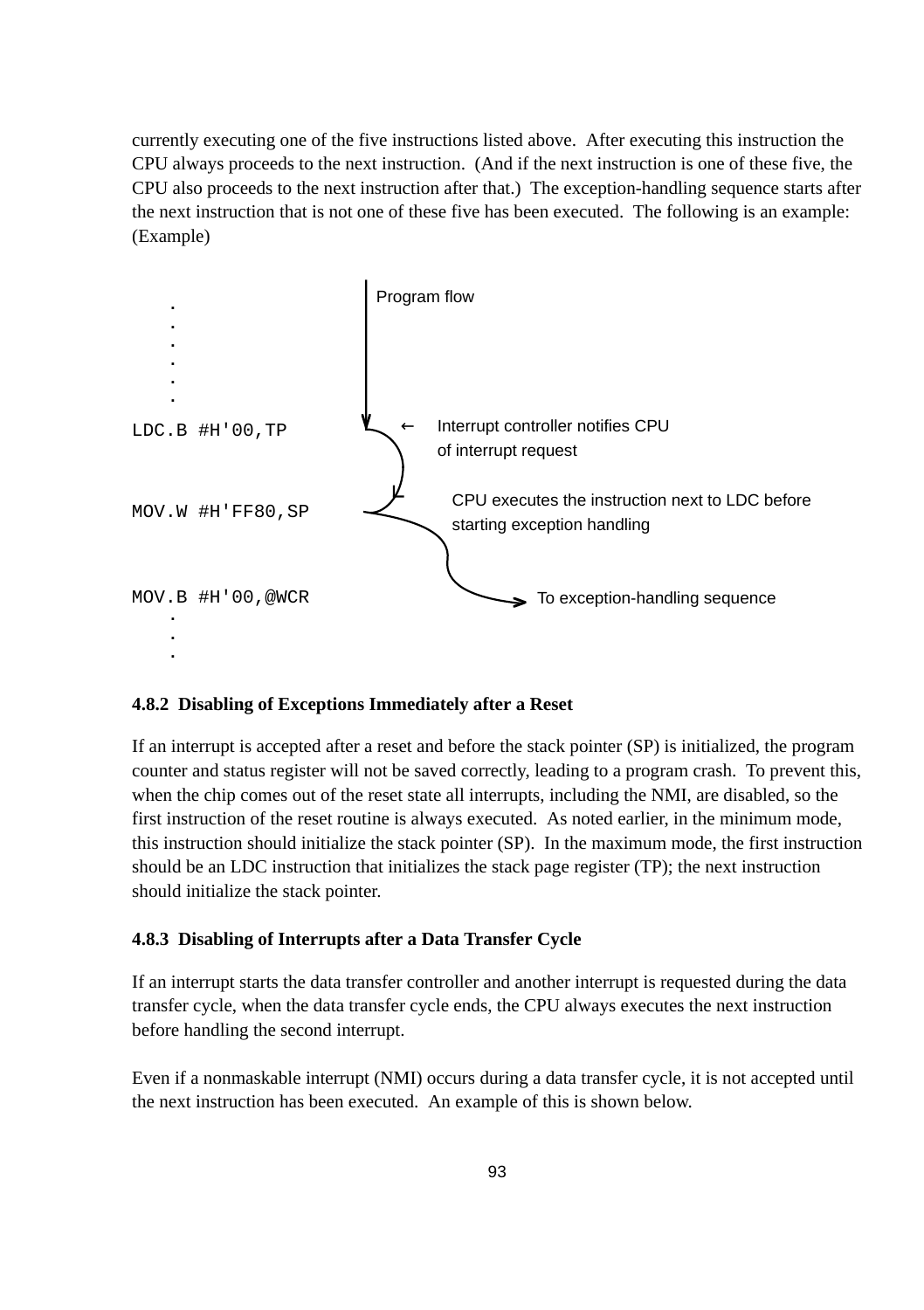currently executing one of the five instructions listed above. After executing this instruction the CPU always proceeds to the next instruction. (And if the next instruction is one of these five, the CPU also proceeds to the next instruction after that.) The exception-handling sequence starts after the next instruction that is not one of these five has been executed. The following is an example:
(Example)

```
    .
    .
    .
    .
    .
    .
LDC.B #H'00,TP          ← Interrupt controller notifies CPU
                          of interrupt request

MOV.W #H'FF80,SP          CPU executes the instruction next to LDC before
                          starting exception handling

MOV.B #H'00,@WCR          To exception-handling sequence
    .
    .
    .
```

Program flow

### 4.8.2 Disabling of Exceptions Immediately after a Reset

If an interrupt is accepted after a reset and before the stack pointer (SP) is initialized, the program counter and status register will not be saved correctly, leading to a program crash. To prevent this, when the chip comes out of the reset state all interrupts, including the NMI, are disabled, so the first instruction of the reset routine is always executed. As noted earlier, in the minimum mode, this instruction should initialize the stack pointer (SP). In the maximum mode, the first instruction should be an LDC instruction that initializes the stack page register (TP); the next instruction should initialize the stack pointer.

### 4.8.3 Disabling of Interrupts after a Data Transfer Cycle

If an interrupt starts the data transfer controller and another interrupt is requested during the data transfer cycle, when the data transfer cycle ends, the CPU always executes the next instruction before handling the second interrupt.

Even if a nonmaskable interrupt (NMI) occurs during a data transfer cycle, it is not accepted until the next instruction has been executed. An example of this is shown below.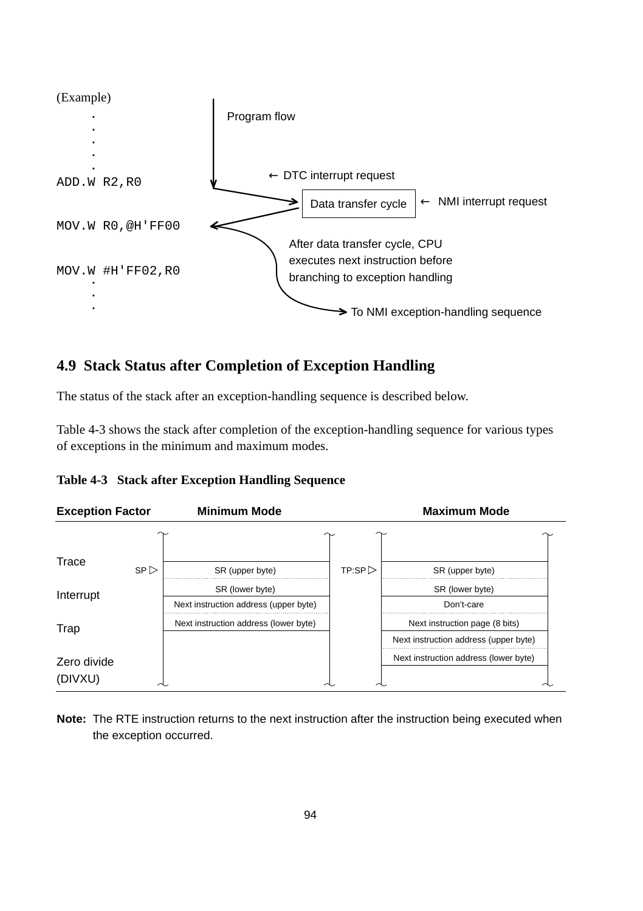(Example)

```
      .
      .
      .
      .
      .
ADD.W R2,R0

MOV.W R0,@H'FF00

MOV.W #H'FF02,R0
      .
      .
      .
```

Program flow

← DTC interrupt request

Data transfer cycle ← NMI interrupt request

After data transfer cycle, CPU executes next instruction before branching to exception handling

To NMI exception-handling sequence

## 4.9 Stack Status after Completion of Exception Handling

The status of the stack after an exception-handling sequence is described below.

Table 4-3 shows the stack after completion of the exception-handling sequence for various types of exceptions in the minimum and maximum modes.

**Table 4-3 Stack after Exception Handling Sequence**

| Exception Factor | | Minimum Mode | | Maximum Mode |
|---|---|---|---|---|
| Trace | SP ▷ | SR (upper byte) | TP:SP ▷ | SR (upper byte) |
| Interrupt | | SR (lower byte) | | SR (lower byte) |
| Trap | | Next instruction address (upper byte) | | Don't-care |
| Zero divide (DIVXU) | | Next instruction address (lower byte) | | Next instruction page (8 bits) |
| | | | | Next instruction address (upper byte) |
| | | | | Next instruction address (lower byte) |

**Note:** The RTE instruction returns to the next instruction after the instruction being executed when the exception occurred.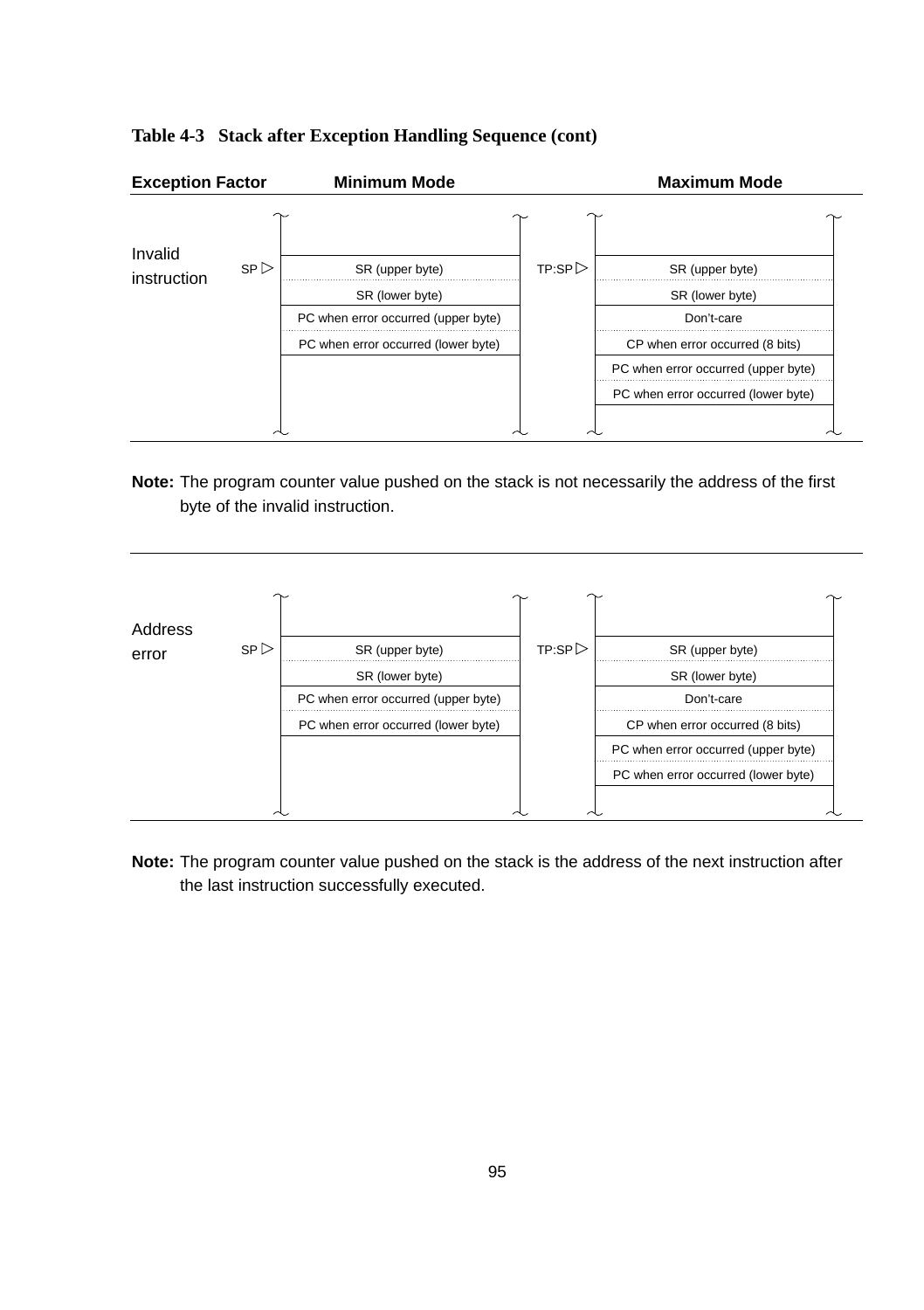**Table 4-3 Stack after Exception Handling Sequence (cont)**

| Exception Factor | Minimum Mode | Maximum Mode |
|---|---|---|
| Invalid instruction | SP ▷ SR (upper byte) | TP:SP ▷ SR (upper byte) |
| | SR (lower byte) | SR (lower byte) |
| | PC when error occurred (upper byte) | Don't-care |
| | PC when error occurred (lower byte) | CP when error occurred (8 bits) |
| | | PC when error occurred (upper byte) |
| | | PC when error occurred (lower byte) |

**Note:** The program counter value pushed on the stack is not necessarily the address of the first byte of the invalid instruction.

| Exception Factor | Minimum Mode | Maximum Mode |
|---|---|---|
| Address error | SP ▷ SR (upper byte) | TP:SP ▷ SR (upper byte) |
| | SR (lower byte) | SR (lower byte) |
| | PC when error occurred (upper byte) | Don't-care |
| | PC when error occurred (lower byte) | CP when error occurred (8 bits) |
| | | PC when error occurred (upper byte) |
| | | PC when error occurred (lower byte) |

**Note:** The program counter value pushed on the stack is the address of the next instruction after the last instruction successfully executed.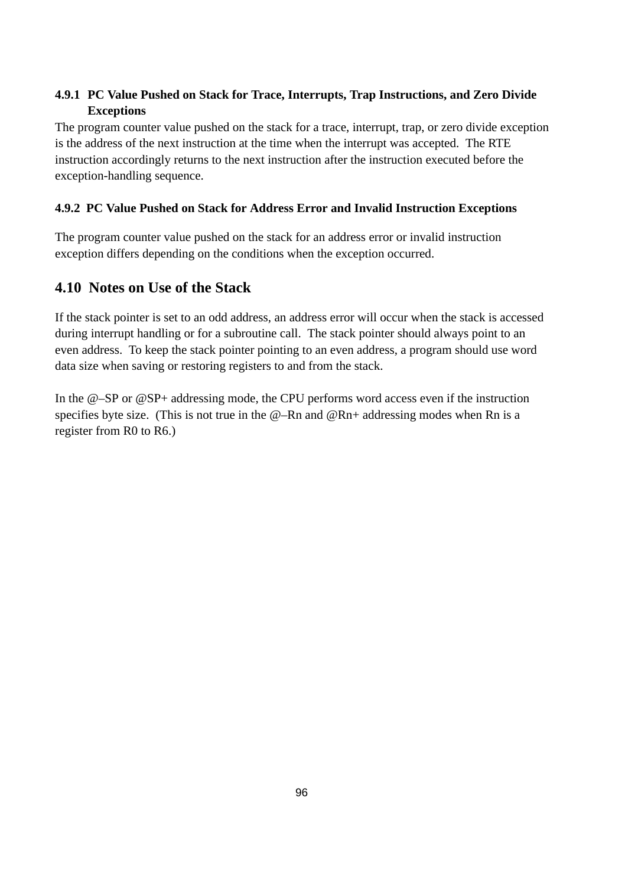### 4.9.1 PC Value Pushed on Stack for Trace, Interrupts, Trap Instructions, and Zero Divide Exceptions

The program counter value pushed on the stack for a trace, interrupt, trap, or zero divide exception is the address of the next instruction at the time when the interrupt was accepted. The RTE instruction accordingly returns to the next instruction after the instruction executed before the exception-handling sequence.

### 4.9.2 PC Value Pushed on Stack for Address Error and Invalid Instruction Exceptions

The program counter value pushed on the stack for an address error or invalid instruction exception differs depending on the conditions when the exception occurred.

## 4.10 Notes on Use of the Stack

If the stack pointer is set to an odd address, an address error will occur when the stack is accessed during interrupt handling or for a subroutine call. The stack pointer should always point to an even address. To keep the stack pointer pointing to an even address, a program should use word data size when saving or restoring registers to and from the stack.

In the @–SP or @SP+ addressing mode, the CPU performs word access even if the instruction specifies byte size. (This is not true in the @–Rn and @Rn+ addressing modes when Rn is a register from R0 to R6.)